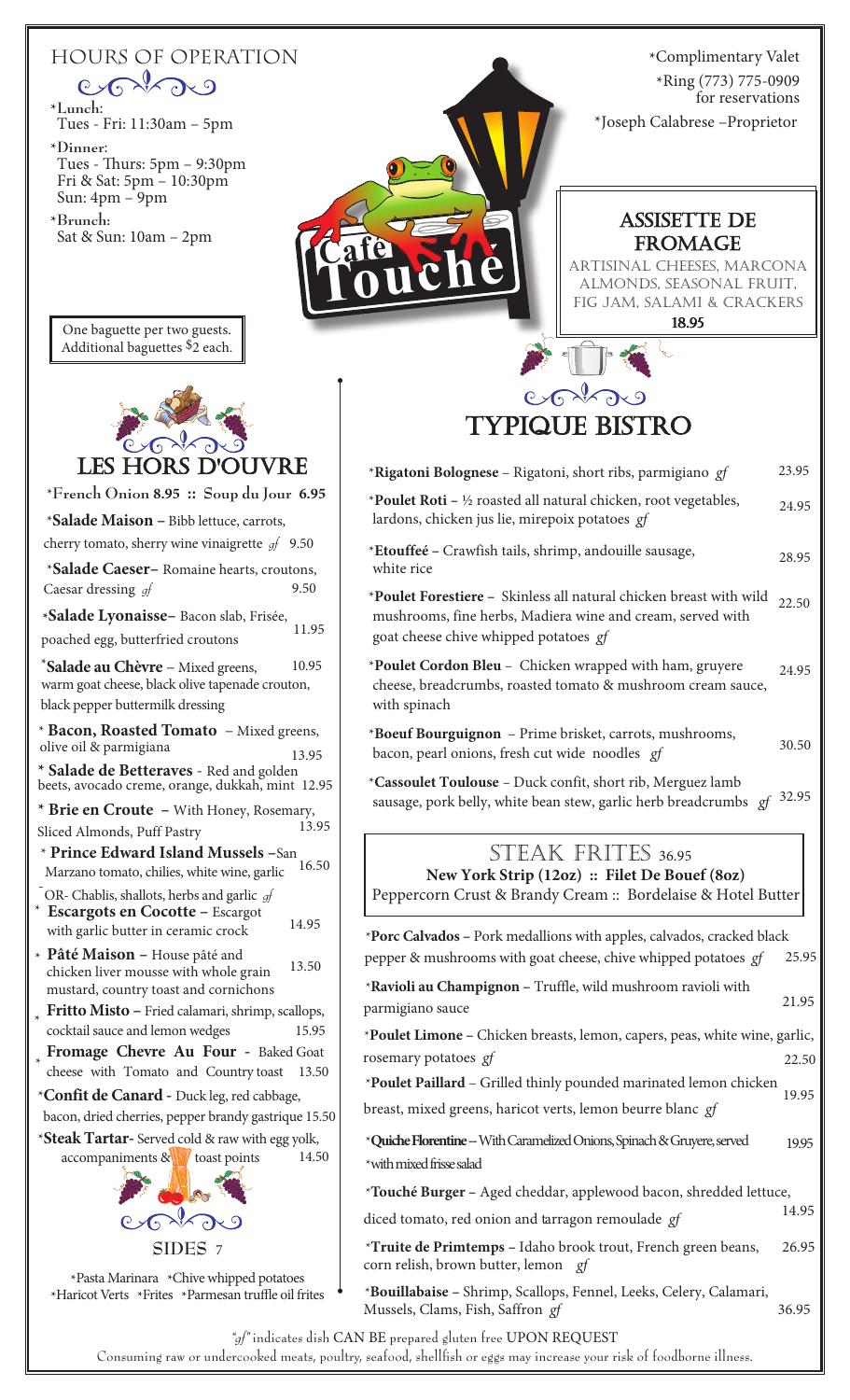## HOURS OF OPERATION

*Lunch:
Tues - Fri: 11:30am – 5pm

*Dinner:
Tues - Thurs: 5pm – 9:30pm
Fri & Sat: 5pm – 10:30pm
Sun: 4pm – 9pm

*Brunch:
Sat & Sun: 10am – 2pm

One baguette per two guests.
Additional baguettes $2 each.

Café Touché

*Complimentary Valet
*Ring (773) 775-0909 for reservations
*Joseph Calabrese –Proprietor

## ASSISETTE DE FROMAGE

ARTISINAL CHEESES, MARCONA ALMONDS, SEASONAL FRUIT, FIG JAM, SALAMI & CRACKERS
**18.95**

## LES HORS D'OUVRE

*French Onion 8.95 :: Soup du Jour 6.95

***Salade Maison** – Bibb lettuce, carrots, cherry tomato, sherry wine vinaigrette *gf* 9.50

***Salade Caeser**– Romaine hearts, croutons, Caesar dressing *gf* 9.50

***Salade Lyonaisse**– Bacon slab, Frisée, poached egg, butterfried croutons 11.95

***Salade au Chèvre** – Mixed greens, warm goat cheese, black olive tapenade crouton, black pepper buttermilk dressing 10.95

* **Bacon, Roasted Tomato** – Mixed greens, olive oil & parmigiana 13.95

* **Salade de Betteraves** - Red and golden beets, avocado creme, orange, dukkah, mint 12.95

* **Brie en Croute** – With Honey, Rosemary, Sliced Almonds, Puff Pastry 13.95

* **Prince Edward Island Mussels** –San Marzano tomato, chilies, white wine, garlic 16.50
-OR- Chablis, shallots, herbs and garlic *gf*

* **Escargots en Cocotte** – Escargot with garlic butter in ceramic crock 14.95

* **Pâté Maison** – House pâté and chicken liver mousse with whole grain mustard, country toast and cornichons 13.50

* **Fritto Misto** – Fried calamari, shrimp, scallops, cocktail sauce and lemon wedges 15.95

* **Fromage Chevre Au Four** - Baked Goat cheese with Tomato and Country toast 13.50

***Confit de Canard** - Duck leg, red cabbage, bacon, dried cherries, pepper brandy gastrique 15.50

***Steak Tartar**- Served cold & raw with egg yolk, accompaniments & toast points 14.50

## SIDES 7

*Pasta Marinara *Chive whipped potatoes
*Haricot Verts *Frites *Parmesan truffle oil frites

## TYPIQUE BISTRO

***Rigatoni Bolognese** – Rigatoni, short ribs, parmigiano *gf* 23.95

***Poulet Roti** – ½ roasted all natural chicken, root vegetables, lardons, chicken jus lie, mirepoix potatoes *gf* 24.95

***Etouffeé** – Crawfish tails, shrimp, andouille sausage, white rice 28.95

***Poulet Forestiere** – Skinless all natural chicken breast with wild mushrooms, fine herbs, Madiera wine and cream, served with goat cheese chive whipped potatoes *gf* 22.50

***Poulet Cordon Bleu** – Chicken wrapped with ham, gruyere cheese, breadcrumbs, roasted tomato & mushroom cream sauce, with spinach 24.95

***Boeuf Bourguignon** – Prime brisket, carrots, mushrooms, bacon, pearl onions, fresh cut wide noodles *gf* 30.50

***Cassoulet Toulouse** – Duck confit, short rib, Merguez lamb sausage, pork belly, white bean stew, garlic herb breadcrumbs *gf* 32.95

### STEAK FRITES 36.95

**New York Strip (12oz) :: Filet De Bouef (8oz)**
Peppercorn Crust & Brandy Cream :: Bordelaise & Hotel Butter

***Porc Calvados** – Pork medallions with apples, calvados, cracked black pepper & mushrooms with goat cheese, chive whipped potatoes *gf* 25.95

***Ravioli au Champignon** – Truffle, wild mushroom ravioli with parmigiano sauce 21.95

***Poulet Limone** – Chicken breasts, lemon, capers, peas, white wine, garlic, rosemary potatoes *gf* 22.50

***Poulet Paillard** – Grilled thinly pounded marinated lemon chicken breast, mixed greens, haricot verts, lemon beurre blanc *gf* 19.95

***Quiche Florentine** – With Caramelized Onions, Spinach & Gruyere, served *with mixed frisse salad 19.95

***Touché Burger** – Aged cheddar, applewood bacon, shredded lettuce, diced tomato, red onion and tarragon remoulade *gf* 14.95

***Truite de Primtemps** – Idaho brook trout, French green beans, corn relish, brown butter, lemon *gf* 26.95

***Bouillabaise** – Shrimp, Scallops, Fennel, Leeks, Celery, Calamari, Mussels, Clams, Fish, Saffron *gf* 36.95

"*gf*" indicates dish CAN BE prepared gluten free UPON REQUEST

Consuming raw or undercooked meats, poultry, seafood, shellfish or eggs may increase your risk of foodborne illness.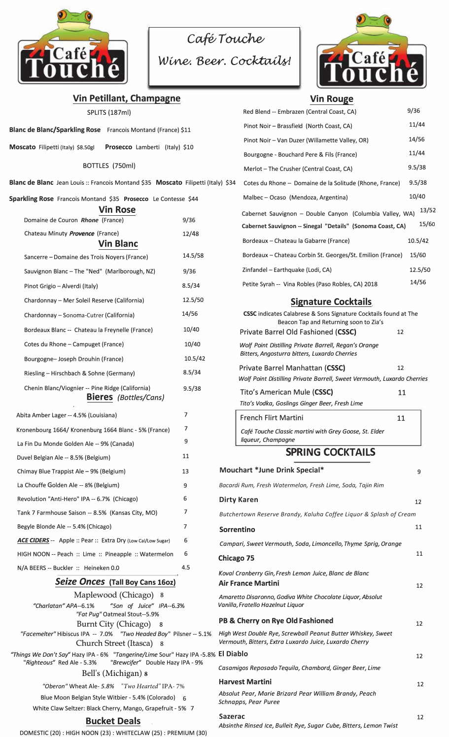# Café Touche

## Wine. Beer. Cocktails!

## Vin Petillant, Champagne

SPLITS (187ml)

**Blanc de Blanc/Sparkling Rose** Francois Montand (France) $11

**Moscato** Filipetti (Italy) $8.50gl **Prosecco** Lamberti (Italy) $10

BOTTLES (750ml)

**Blanc de Blanc** Jean Louis :: Francois Montand $35 **Moscato** Filipetti (Italy) $34

**Sparkling Rose** Francois Montand $35 **Prosecco** Le Contesse $44

## Vin Rose

| | |
|---|---|
| Domaine de Couron *Rhone* (France) | 9/36 |
| Chateau Minuty *Provence* (France) | 12/48 |

## Vin Blanc

| | |
|---|---|
| Sancerre – Domaine des Trois Noyers (France) | 14.5/58 |
| Sauvignon Blanc – The "Ned" (Marlborough, NZ) | 9/36 |
| Pinot Grigio – Alverdi (Italy) | 8.5/34 |
| Chardonnay – Mer Soleil Reserve (California) | 12.5/50 |
| Chardonnay – Sonoma-Cutrer (California) | 14/56 |
| Bordeaux Blanc -- Chateau la Freynelle (France) | 10/40 |
| Cotes du Rhone – Campuget (France) | 10/40 |
| Bourgogne– Joseph Drouhin (France) | 10.5/42 |
| Riesling – Hirschbach & Sohne (Germany) | 8.5/34 |
| Chenin Blanc/Viognier -- Pine Ridge (California) | 9.5/38 |

## Bieres *(Bottles/Cans)*

| | |
|---|---|
| Abita Amber Lager -- 4.5% (Louisiana) | 7 |
| Kronenbourg 1664/ Kronenburg 1664 Blanc - 5% (France) | 7 |
| La Fin Du Monde Golden Ale -- 9% (Canada) | 9 |
| Duvel Belgian Ale -- 8.5% (Belgium) | 11 |
| Chimay Blue Trappist Ale – 9% (Belgium) | 13 |
| La Chouffe Golden Ale -- 8% (Belgium) | 9 |
| Revolution "Anti-Hero" IPA -- 6.7% (Chicago) | 6 |
| Tank 7 Farmhouse Saison -- 8.5% (Kansas City, MO) | 7 |
| Begyle Blonde Ale -- 5.4% (Chicago) | 7 |
| ***ACE CIDERS*** -- Apple :: Pear :: Extra Dry (Low Cal/Low Sugar) | 6 |
| HIGH NOON -- Peach :: Lime :: Pineapple :: Watermelon | 6 |
| N/A BEERS -- Buckler :: Heineken 0.0 | 4.5 |

## *Seize Onces* (Tall Boy Cans 16oz)

Maplewood (Chicago) 8

*"Charlatan" APA*--6.1% *"Son of Juice" IPA*--6.3%

*"Fat Pug"* Oatmeal Stout--5.9%

Burnt City (Chicago) 8

*"Facemelter"* Hibiscus IPA -- 7.0% *"Two Headed Boy"* Pilsner -- 5.1%

Church Street (Itasca) 8

*"Things We Don't Say"* Hazy IPA - 6% *"Tangerine/Lime Sour"* Hazy IPA -5.8%

*"Righteous"* Red Ale - 5.3% *"Brewcifer"* Double Hazy IPA - 9%

Bell's (Michigan) 8

*"Oberon"* Wheat Ale- *5.8%* *"Two Hearted"* IPA- *7%*

Blue Moon Belgian Style Witbier - 5.4% (Colorado) 6

White Claw Seltzer: Black Cherry, Mango, Grapefruit - 5% 7

## Bucket Deals

DOMESTIC (20) : HIGH NOON (23) : WHITECLAW (25) : PREMIUM (30)

## Vin Rouge

| | |
|---|---|
| Red Blend -- Embrazen (Central Coast, CA) | 9/36 |
| Pinot Noir – Brassfield (North Coast, CA) | 11/44 |
| Pinot Noir – Van Duzer (Willamette Valley, OR) | 14/56 |
| Bourgogne - Bouchard Pere & Fils (France) | 11/44 |
| Merlot – The Crusher (Central Coast, CA) | 9.5/38 |
| Cotes du Rhone – Domaine de la Solitude (Rhone, France) | 9.5/38 |
| Malbec – Ocaso (Mendoza, Argentina) | 10/40 |
| Cabernet Sauvignon – Double Canyon (Columbia Valley, WA) | 13/52 |
| **Cabernet Sauvignon -- Sinegal "Details" (Sonoma Coast, CA)** | 15/60 |
| Bordeaux – Chateau la Gabarre (France) | 10.5/42 |
| Bordeaux – Chateau Corbin St. Georges/St. Emilion (France) | 15/60 |
| Zinfandel – Earthquake (Lodi, CA) | 12.5/50 |
| Petite Syrah -- Vina Robles (Paso Robles, CA) 2018 | 14/56 |

## Signature Cocktails

**CSSC** indicates Calabrese & Sons Signature Cocktails found at The Beacon Tap and Returning soon to Zia's

Private Barrel Old Fashioned (**CSSC**) 12

*Wolf Point Distilling Private Barrell, Regan's Orange Bitters, Angostura bitters, Luxardo Cherries*

Private Barrel Manhattan (**CSSC**) 12

*Wolf Point Distilling Private Barrell, Sweet Vermouth, Luxardo Cherries*

Tito's American Mule (**CSSC**) 11

*Tito's Vodka, Goslings Ginger Beer, Fresh Lime*

French Flirt Martini 11

*Café Touche Classic martini with Grey Goose, St. Elder liqueur, Champagne*

## SPRING COCKTAILS

**Mouchart *June Drink Special*** 9

*Bacardi Rum, Fresh Watermelon, Fresh Lime, Soda, Tajin Rim*

**Dirty Karen** 12

*Butchertown Reserve Brandy, Kaluha Coffee Liquor & Splash of Cream*

**Sorrentino** 11

*Campari, Sweet Vermouth, Soda, Limoncello, Thyme Sprig, Orange*

**Chicago 75** 11

*Koval Cranberry Gin, Fresh Lemon Juice, Blanc de Blanc*

**Air France Martini** 12

*Amaretto Disaronno, Godiva White Chocolate Liquor, Absolut Vanilla, Fratello Hazelnut Liquor*

**PB & Cherry on Rye Old Fashioned** 12

*High West Double Rye, Screwball Peanut Butter Whiskey, Sweet Vermouth, Bitters, Extra Luxardo Juice, Luxardo Cherry*

**El Diablo** 12

*Casamigos Reposado Tequila, Chambord, Ginger Beer, Lime*

**Harvest Martini** 12

*Absolut Pear, Marie Brizard Pear William Brandy, Peach Schnapps, Pear Puree*

**Sazerac** 12

*Absinthe Rinsed Ice, Bulleit Rye, Sugar Cube, Bitters, Lemon Twist*